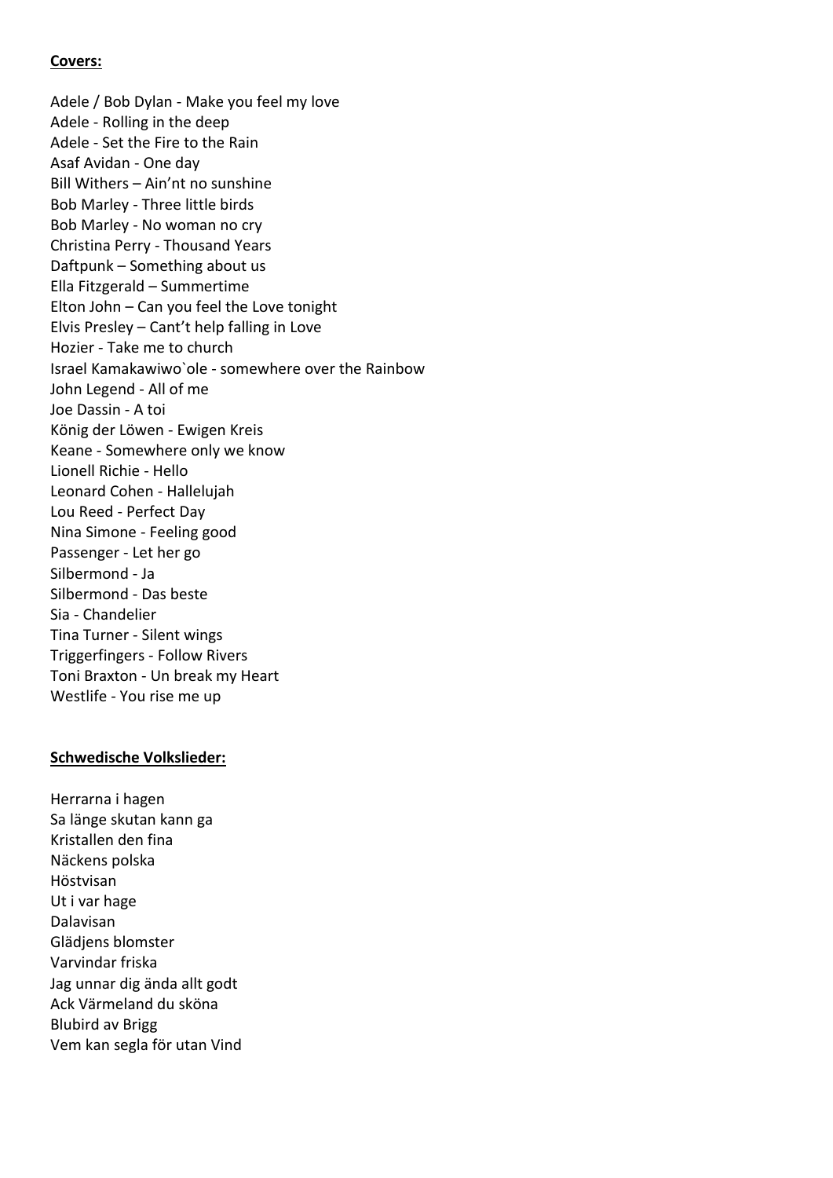**Covers:**

Adele / Bob Dylan - Make you feel my love
Adele - Rolling in the deep
Adele - Set the Fire to the Rain
Asaf Avidan - One day
Bill Withers – Ain'nt no sunshine
Bob Marley - Three little birds
Bob Marley - No woman no cry
Christina Perry - Thousand Years
Daftpunk – Something about us
Ella Fitzgerald – Summertime
Elton John – Can you feel the Love tonight
Elvis Presley – Cant't help falling in Love
Hozier - Take me to church
Israel Kamakawiwo`ole - somewhere over the Rainbow
John Legend - All of me
Joe Dassin - A toi
König der Löwen - Ewigen Kreis
Keane - Somewhere only we know
Lionell Richie - Hello
Leonard Cohen - Hallelujah
Lou Reed - Perfect Day
Nina Simone - Feeling good
Passenger - Let her go
Silbermond - Ja
Silbermond - Das beste
Sia - Chandelier
Tina Turner - Silent wings
Triggerfingers - Follow Rivers
Toni Braxton - Un break my Heart
Westlife - You rise me up

**Schwedische Volkslieder:**

Herrarna i hagen
Sa länge skutan kann ga
Kristallen den fina
Näckens polska
Höstvisan
Ut i var hage
Dalavisan
Glädjens blomster
Varvindar friska
Jag unnar dig ända allt godt
Ack Värmeland du sköna
Blubird av Brigg
Vem kan segla för utan Vind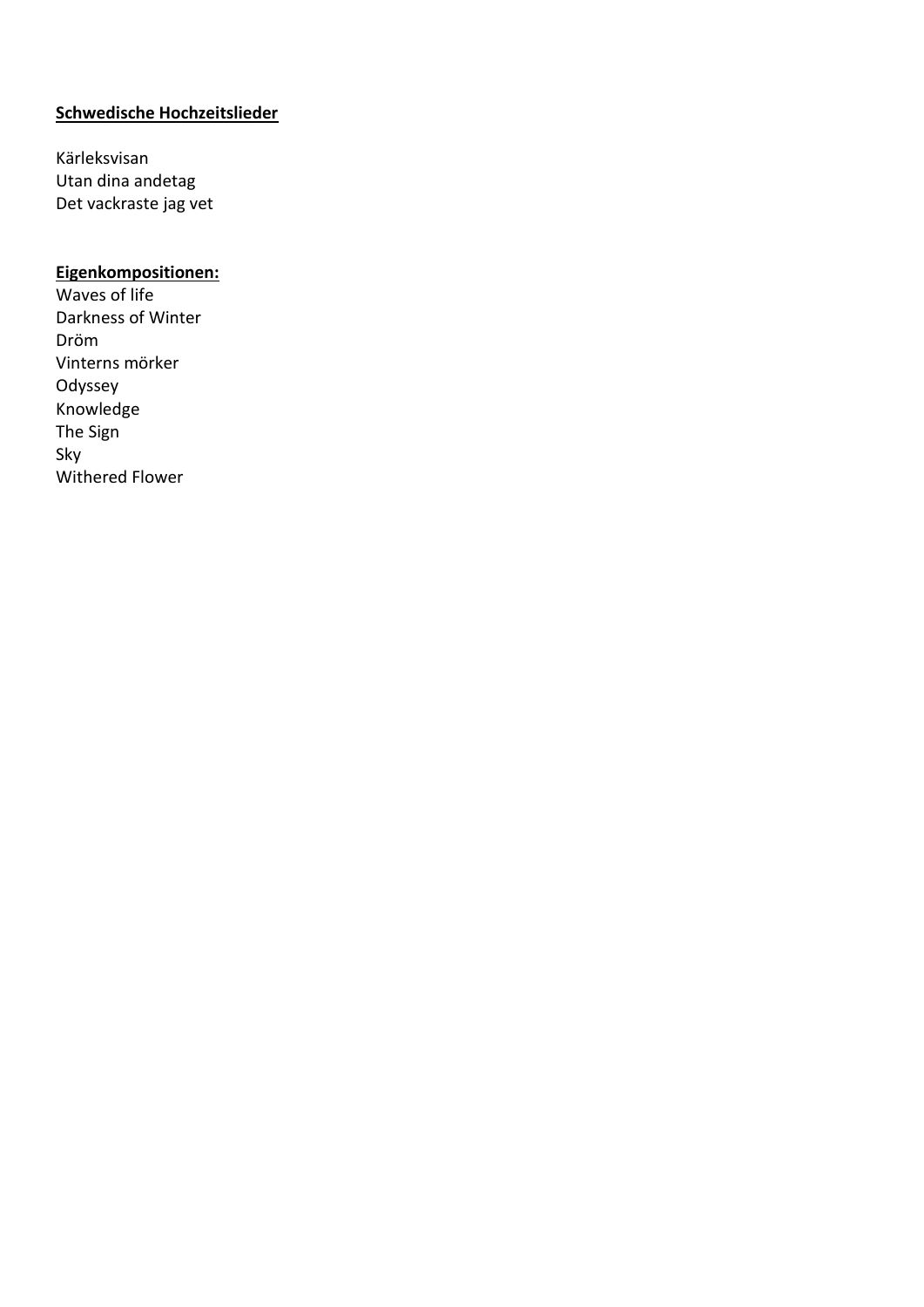**Schwedische Hochzeitslieder**

Kärleksvisan
Utan dina andetag
Det vackraste jag vet

**Eigenkompositionen:**

Waves of life
Darkness of Winter
Dröm
Vinterns mörker
Odyssey
Knowledge
The Sign
Sky
Withered Flower